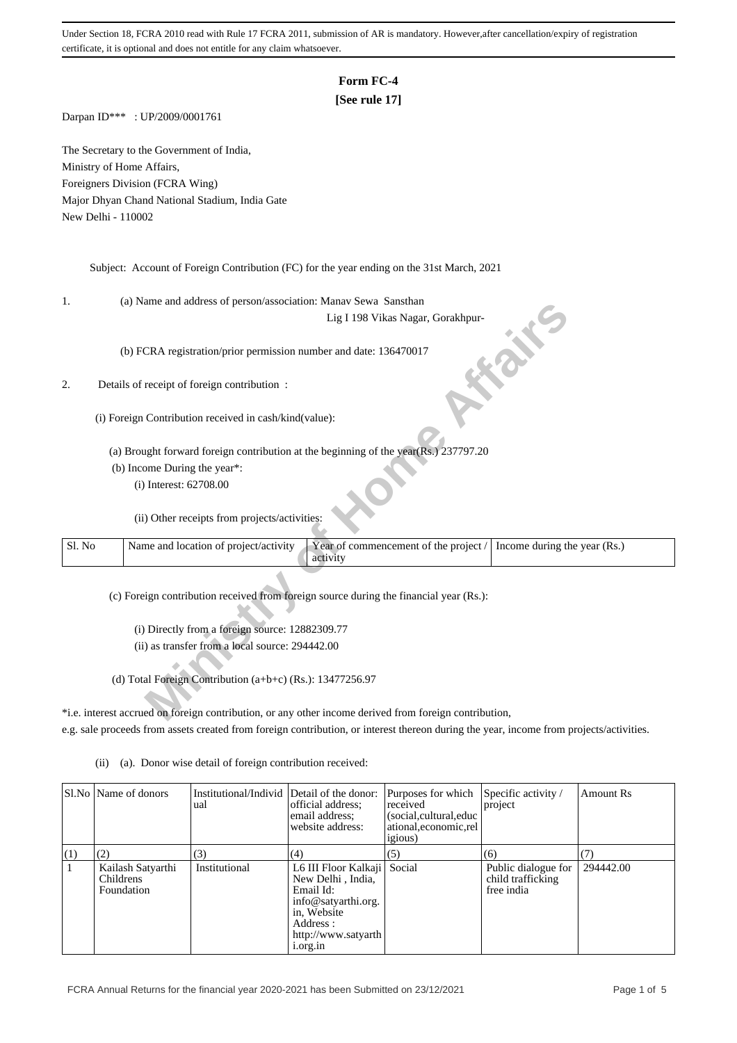Under Section 18, FCRA 2010 read with Rule 17 FCRA 2011, submission of AR is mandatory. However,after cancellation/expiry of registration certificate, it is optional and does not entitle for any claim whatsoever.

# Form FC-4

**[See rule 17]**

Darpan ID*** : UP/2009/0001761

The Secretary to the Government of India,
Ministry of Home Affairs,
Foreigners Division (FCRA Wing)
Major Dhyan Chand National Stadium, India Gate
New Delhi - 110002

Subject: Account of Foreign Contribution (FC) for the year ending on the 31st March, 2021

1. (a) Name and address of person/association: Manav Sewa Sansthan
Lig I 198 Vikas Nagar, Gorakhpur-

(b) FCRA registration/prior permission number and date: 136470017

2. Details of receipt of foreign contribution :

(i) Foreign Contribution received in cash/kind(value):

(a) Brought forward foreign contribution at the beginning of the year(Rs.) 237797.20

(b) Income During the year*:

(i) Interest: 62708.00

(ii) Other receipts from projects/activities:

| Sl. No | Name and location of project/activity | Year of commencement of the project / activity | Income during the year (Rs.) |
|---|---|---|---|

(c) Foreign contribution received from foreign source during the financial year (Rs.):

(i) Directly from a foreign source: 12882309.77

(ii) as transfer from a local source: 294442.00

(d) Total Foreign Contribution (a+b+c) (Rs.): 13477256.97

*i.e. interest accrued on foreign contribution, or any other income derived from foreign contribution, e.g. sale proceeds from assets created from foreign contribution, or interest thereon during the year, income from projects/activities.

(ii) (a). Donor wise detail of foreign contribution received:

| Sl.No | Name of donors | Institutional/Individual | Detail of the donor: official address; email address; website address: | Purposes for which received (social,cultural,educational,economic,religious) | Specific activity / project | Amount Rs |
|---|---|---|---|---|---|---|
| (1) | (2) | (3) | (4) | (5) | (6) | (7) |
| 1 | Kailash Satyarthi Childrens Foundation | Institutional | L6 III Floor Kalkaji New Delhi , India, Email Id: info@satyarthi.org.in, Website Address : http://www.satyarthi.org.in | Social | Public dialogue for child trafficking free india | 294442.00 |

FCRA Annual Returns for the financial year 2020-2021 has been Submitted on 23/12/2021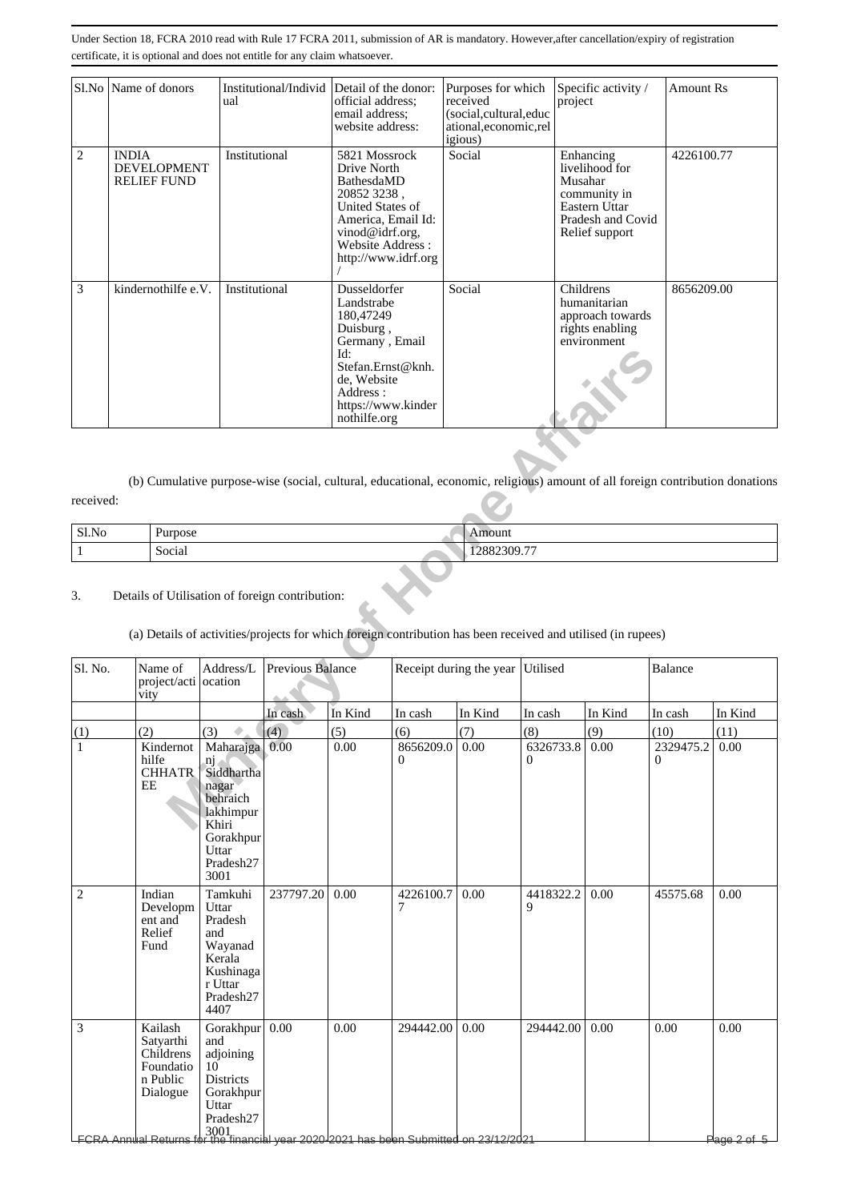Under Section 18, FCRA 2010 read with Rule 17 FCRA 2011, submission of AR is mandatory. However,after cancellation/expiry of registration certificate, it is optional and does not entitle for any claim whatsoever.

| Sl.No | Name of donors | Institutional/Individual | Detail of the donor: official address; email address; website address: | Purposes for which received (social,cultural,educational,economic,religious) | Specific activity / project | Amount Rs |
|---|---|---|---|---|---|---|
| 2 | INDIA DEVELOPMENT RELIEF FUND | Institutional | 5821 Mossrock Drive North BathesdaMD 20852 3238 , United States of America, Email Id: vinod@idrf.org, Website Address : http://www.idrf.org/ | Social | Enhancing livelihood for Musahar community in Eastern Uttar Pradesh and Covid Relief support | 4226100.77 |
| 3 | kindernothilfe e.V. | Institutional | Dusseldorfer Landstrabe 180,47249 Duisburg , Germany , Email Id: Stefan.Ernst@knh.de, Website Address : https://www.kindernothilfe.org | Social | Childrens humanitarian approach towards rights enabling environment | 8656209.00 |

(b) Cumulative purpose-wise (social, cultural, educational, economic, religious) amount of all foreign contribution donations received:

| Sl.No | Purpose | Amount |
|---|---|---|
| 1 | Social | 12882309.77 |

3. Details of Utilisation of foreign contribution:

(a) Details of activities/projects for which foreign contribution has been received and utilised (in rupees)

| Sl. No. | Name of project/activity | Address/Location | Previous Balance | | Receipt during the year | | Utilised | | Balance | |
|---|---|---|---|---|---|---|---|---|---|---|
| | | | In cash | In Kind | In cash | In Kind | In cash | In Kind | In cash | In Kind |
| (1) | (2) | (3) | (4) | (5) | (6) | (7) | (8) | (9) | (10) | (11) |
| 1 | Kindernothilfe CHHATREE | Maharajganj Siddharthanagar behraich lakhimpur Khiri Gorakhpur Uttar Pradesh273001 | 0.00 | 0.00 | 8656209.00 | 0.00 | 6326733.80 | 0.00 | 2329475.20 | 0.00 |
| 2 | Indian Development and Relief Fund | Tamkuhi Uttar Pradesh and Wayanad Kerala Kushinagar Uttar Pradesh274407 | 237797.20 | 0.00 | 4226100.77 | 0.00 | 4418322.29 | 0.00 | 45575.68 | 0.00 |
| 3 | Kailash Satyarthi Childrens Foundation Public Dialogue | Gorakhpur and adjoining 10 Districts Gorakhpur Uttar Pradesh273001 | 0.00 | 0.00 | 294442.00 | 0.00 | 294442.00 | 0.00 | 0.00 | 0.00 |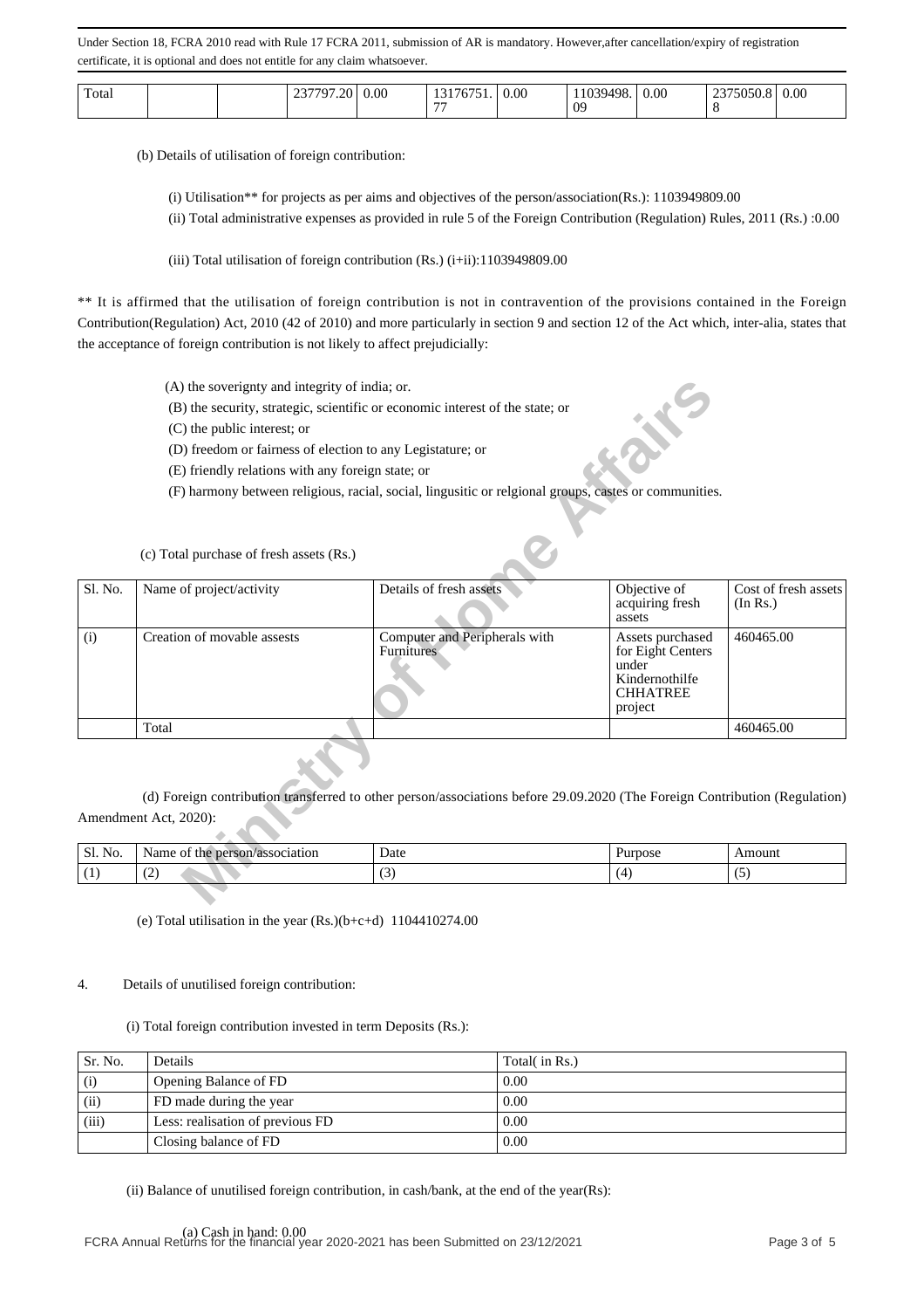Under Section 18, FCRA 2010 read with Rule 17 FCRA 2011, submission of AR is mandatory. However,after cancellation/expiry of registration certificate, it is optional and does not entitle for any claim whatsoever.

| Total | | | 237797.20 | 0.00 | 13176751.77 | 0.00 | 11039498.09 | 0.00 | 2375050.88 | 0.00 |
|---|---|---|---|---|---|---|---|---|---|---|

(b) Details of utilisation of foreign contribution:

(i) Utilisation** for projects as per aims and objectives of the person/association(Rs.): 1103949809.00

(ii) Total administrative expenses as provided in rule 5 of the Foreign Contribution (Regulation) Rules, 2011 (Rs.) :0.00

(iii) Total utilisation of foreign contribution (Rs.) (i+ii):1103949809.00

** It is affirmed that the utilisation of foreign contribution is not in contravention of the provisions contained in the Foreign Contribution(Regulation) Act, 2010 (42 of 2010) and more particularly in section 9 and section 12 of the Act which, inter-alia, states that the acceptance of foreign contribution is not likely to affect prejudicially:

(A) the soverignty and integrity of india; or.

(B) the security, strategic, scientific or economic interest of the state; or

(C) the public interest; or

(D) freedom or fairness of election to any Legistature; or

(E) friendly relations with any foreign state; or

(F) harmony between religious, racial, social, lingusitic or relgional groups, castes or communities.

(c) Total purchase of fresh assets (Rs.)

| Sl. No. | Name of project/activity | Details of fresh assets | Objective of acquiring fresh assets | Cost of fresh assets (In Rs.) |
|---|---|---|---|---|
| (i) | Creation of movable assests | Computer and Peripherals with Furnitures | Assets purchased for Eight Centers under Kindernothilfe CHHATREE project | 460465.00 |
| | Total | | | 460465.00 |

(d) Foreign contribution transferred to other person/associations before 29.09.2020 (The Foreign Contribution (Regulation) Amendment Act, 2020):

| Sl. No. | Name of the person/association | Date | Purpose | Amount |
|---|---|---|---|---|
| (1) | (2) | (3) | (4) | (5) |

(e) Total utilisation in the year (Rs.)(b+c+d) 1104410274.00

4. Details of unutilised foreign contribution:

(i) Total foreign contribution invested in term Deposits (Rs.):

| Sr. No. | Details | Total( in Rs.) |
|---|---|---|
| (i) | Opening Balance of FD | 0.00 |
| (ii) | FD made during the year | 0.00 |
| (iii) | Less: realisation of previous FD | 0.00 |
| | Closing balance of FD | 0.00 |

(ii) Balance of unutilised foreign contribution, in cash/bank, at the end of the year(Rs):

(a) Cash in hand: 0.00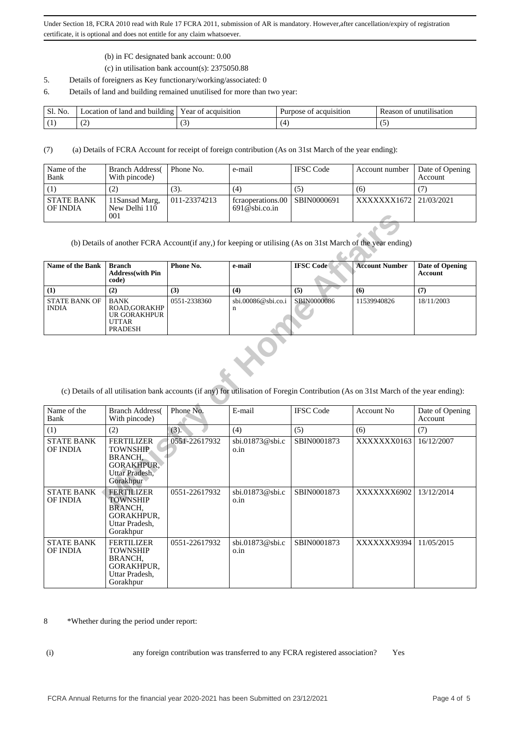Under Section 18, FCRA 2010 read with Rule 17 FCRA 2011, submission of AR is mandatory. However,after cancellation/expiry of registration certificate, it is optional and does not entitle for any claim whatsoever.

(b) in FC designated bank account: 0.00

(c) in utilisation bank account(s): 2375050.88

5. Details of foreigners as Key functionary/working/associated: 0

6. Details of land and building remained unutilised for more than two year:

| Sl. No. | Location of land and building | Year of acquisition | Purpose of acquisition | Reason of unutilisation |
|---|---|---|---|---|
| (1) | (2) | (3) | (4) | (5) |

(7) (a) Details of FCRA Account for receipt of foreign contribution (As on 31st March of the year ending):

| Name of the Bank | Branch Address( With pincode) | Phone No. | e-mail | IFSC Code | Account number | Date of Opening Account |
|---|---|---|---|---|---|---|
| (1) | (2) | (3). | (4) | (5) | (6) | (7) |
| STATE BANK OF INDIA | 11Sansad Marg, New Delhi 110 001 | 011-23374213 | fcraoperations.00 691@sbi.co.in | SBIN0000691 | XXXXXXX1672 | 21/03/2021 |

(b) Details of another FCRA Account(if any,) for keeping or utilising (As on 31st March of the year ending)

| Name of the Bank | Branch Address(with Pin code) | Phone No. | e-mail | IFSC Code | Account Number | Date of Opening Account |
|---|---|---|---|---|---|---|
| (1) | (2) | (3) | (4) | (5) | (6) | (7) |
| STATE BANK OF INDIA | BANK ROAD,GORAKHP UR GORAKHPUR UTTAR PRADESH | 0551-2338360 | sbi.00086@sbi.co.in | SBIN0000086 | 11539940826 | 18/11/2003 |

(c) Details of all utilisation bank accounts (if any) for utilisation of Foregin Contribution (As on 31st March of the year ending):

| Name of the Bank | Branch Address( With pincode) | Phone No. | E-mail | IFSC Code | Account No | Date of Opening Account |
|---|---|---|---|---|---|---|
| (1) | (2) | (3). | (4) | (5) | (6) | (7) |
| STATE BANK OF INDIA | FERTILIZER TOWNSHIP BRANCH, GORAKHPUR, Uttar Pradesh, Gorakhpur | 0551-22617932 | sbi.01873@sbi.co.in | SBIN0001873 | XXXXXXX0163 | 16/12/2007 |
| STATE BANK OF INDIA | FERTILIZER TOWNSHIP BRANCH, GORAKHPUR, Uttar Pradesh, Gorakhpur | 0551-22617932 | sbi.01873@sbi.co.in | SBIN0001873 | XXXXXXX6902 | 13/12/2014 |
| STATE BANK OF INDIA | FERTILIZER TOWNSHIP BRANCH, GORAKHPUR, Uttar Pradesh, Gorakhpur | 0551-22617932 | sbi.01873@sbi.co.in | SBIN0001873 | XXXXXXX9394 | 11/05/2015 |

8 *Whether during the period under report:

(i) any foreign contribution was transferred to any FCRA registered association? Yes

FCRA Annual Returns for the financial year 2020-2021 has been Submitted on 23/12/2021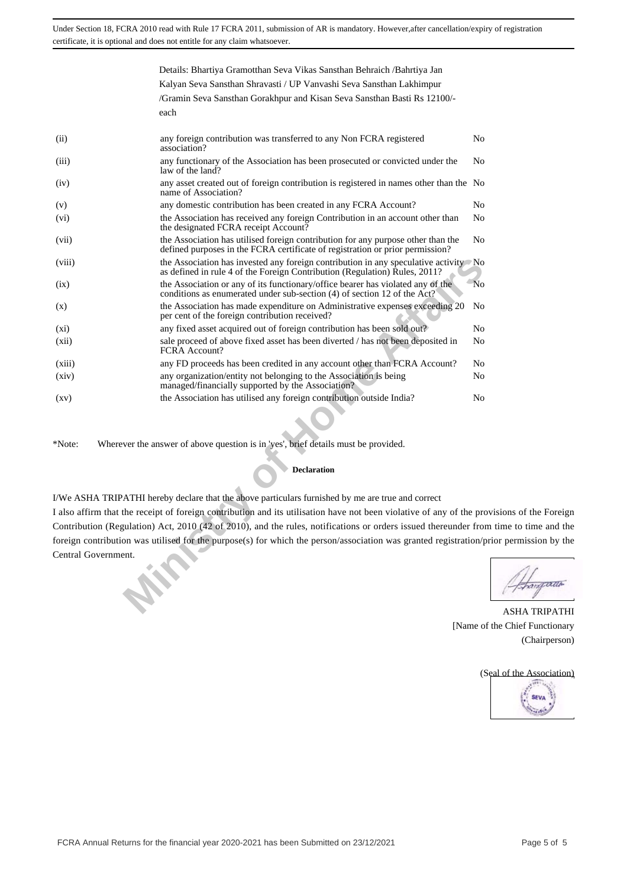Under Section 18, FCRA 2010 read with Rule 17 FCRA 2011, submission of AR is mandatory. However,after cancellation/expiry of registration certificate, it is optional and does not entitle for any claim whatsoever.

| | | |
|---|---|---|
| | Details: Bhartiya Gramotthan Seva Vikas Sansthan Behraich /Bahrtiya Jan Kalyan Seva Sansthan Shravasti / UP Vanvashi Seva Sansthan Lakhimpur /Gramin Seva Sansthan Gorakhpur and Kisan Seva Sansthan Basti Rs 12100/- each | |
| (ii) | any foreign contribution was transferred to any Non FCRA registered association? | No |
| (iii) | any functionary of the Association has been prosecuted or convicted under the law of the land? | No |
| (iv) | any asset created out of foreign contribution is registered in names other than the name of Association? | No |
| (v) | any domestic contribution has been created in any FCRA Account? | No |
| (vi) | the Association has received any foreign Contribution in an account other than the designated FCRA receipt Account? | No |
| (vii) | the Association has utilised foreign contribution for any purpose other than the defined purposes in the FCRA certificate of registration or prior permission? | No |
| (viii) | the Association has invested any foreign contribution in any speculative activity as defined in rule 4 of the Foreign Contribution (Regulation) Rules, 2011? | No |
| (ix) | the Association or any of its functionary/office bearer has violated any of the conditions as enumerated under sub-section (4) of section 12 of the Act? | No |
| (x) | the Association has made expenditure on Administrative expenses exceeding 20 per cent of the foreign contribution received? | No |
| (xi) | any fixed asset acquired out of foreign contribution has been sold out? | No |
| (xii) | sale proceed of above fixed asset has been diverted / has not been deposited in FCRA Account? | No |
| (xiii) | any FD proceeds has been credited in any account other than FCRA Account? | No |
| (xiv) | any organization/entity not belonging to the Association is being managed/financially supported by the Association? | No |
| (xv) | the Association has utilised any foreign contribution outside India? | No |

*Note: Wherever the answer of above question is in 'yes', brief details must be provided.

**Declaration**

I/We ASHA TRIPATHI hereby declare that the above particulars furnished by me are true and correct

I also affirm that the receipt of foreign contribution and its utilisation have not been violative of any of the provisions of the Foreign Contribution (Regulation) Act, 2010 (42 of 2010), and the rules, notifications or orders issued thereunder from time to time and the foreign contribution was utilised for the purpose(s) for which the person/association was granted registration/prior permission by the Central Government.

ASHA TRIPATHI
[Name of the Chief Functionary
(Chairperson)

(Seal of the Association)

FCRA Annual Returns for the financial year 2020-2021 has been Submitted on 23/12/2021